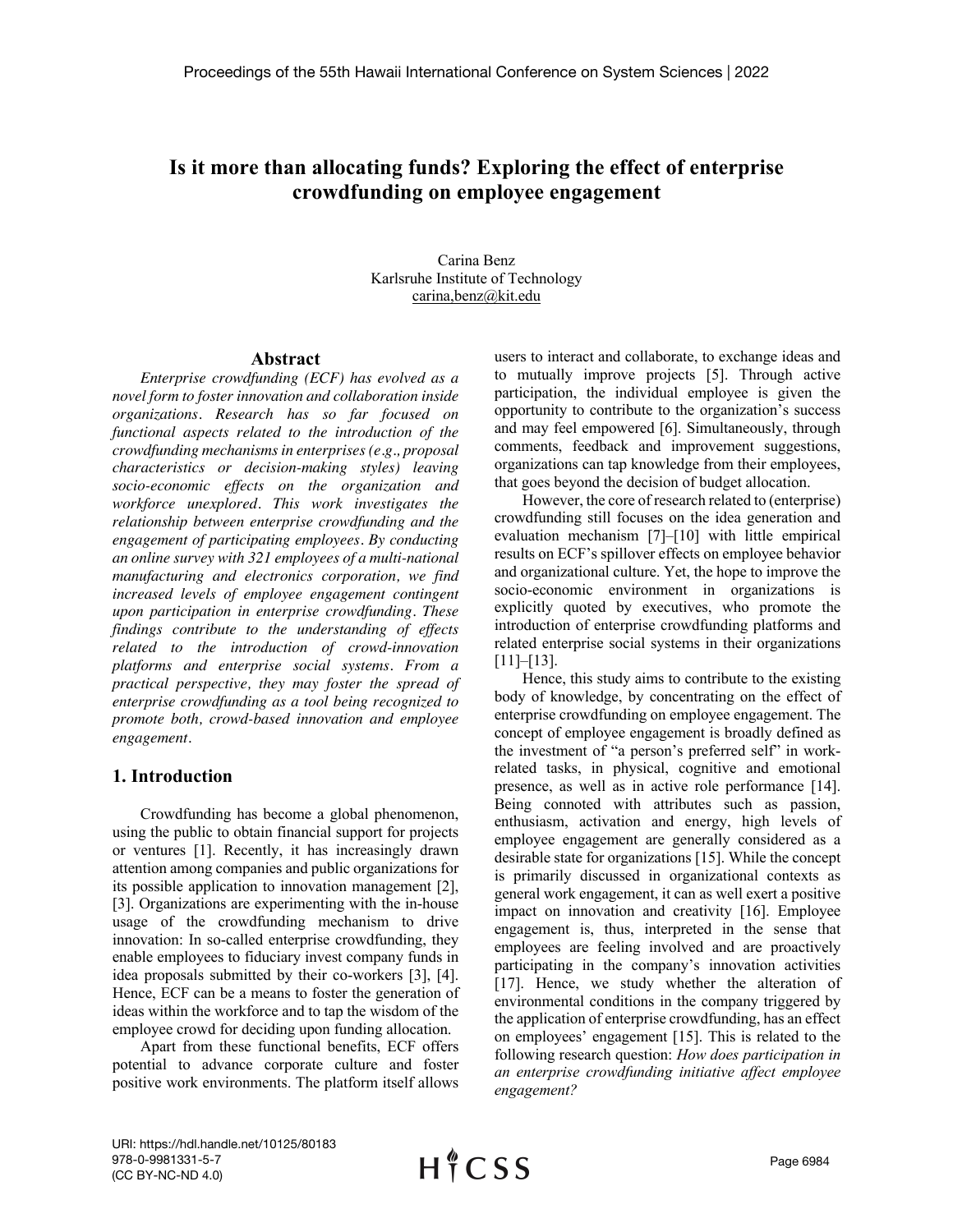# Is it more than allocating funds? Exploring the effect of enterprise crowdfunding on employee engagement

Carina Benz
Karlsruhe Institute of Technology
carina,benz@kit.edu

## Abstract

*Enterprise crowdfunding (ECF) has evolved as a novel form to foster innovation and collaboration inside organizations. Research has so far focused on functional aspects related to the introduction of the crowdfunding mechanisms in enterprises (e.g., proposal characteristics or decision-making styles) leaving socio-economic effects on the organization and workforce unexplored. This work investigates the relationship between enterprise crowdfunding and the engagement of participating employees. By conducting an online survey with 321 employees of a multi-national manufacturing and electronics corporation, we find increased levels of employee engagement contingent upon participation in enterprise crowdfunding. These findings contribute to the understanding of effects related to the introduction of crowd-innovation platforms and enterprise social systems. From a practical perspective, they may foster the spread of enterprise crowdfunding as a tool being recognized to promote both, crowd-based innovation and employee engagement.*

## 1. Introduction

Crowdfunding has become a global phenomenon, using the public to obtain financial support for projects or ventures [1]. Recently, it has increasingly drawn attention among companies and public organizations for its possible application to innovation management [2], [3]. Organizations are experimenting with the in-house usage of the crowdfunding mechanism to drive innovation: In so-called enterprise crowdfunding, they enable employees to fiduciary invest company funds in idea proposals submitted by their co-workers [3], [4]. Hence, ECF can be a means to foster the generation of ideas within the workforce and to tap the wisdom of the employee crowd for deciding upon funding allocation.

Apart from these functional benefits, ECF offers potential to advance corporate culture and foster positive work environments. The platform itself allows users to interact and collaborate, to exchange ideas and to mutually improve projects [5]. Through active participation, the individual employee is given the opportunity to contribute to the organization's success and may feel empowered [6]. Simultaneously, through comments, feedback and improvement suggestions, organizations can tap knowledge from their employees, that goes beyond the decision of budget allocation.

However, the core of research related to (enterprise) crowdfunding still focuses on the idea generation and evaluation mechanism [7]–[10] with little empirical results on ECF's spillover effects on employee behavior and organizational culture. Yet, the hope to improve the socio-economic environment in organizations is explicitly quoted by executives, who promote the introduction of enterprise crowdfunding platforms and related enterprise social systems in their organizations [11]–[13].

Hence, this study aims to contribute to the existing body of knowledge, by concentrating on the effect of enterprise crowdfunding on employee engagement. The concept of employee engagement is broadly defined as the investment of "a person's preferred self" in work-related tasks, in physical, cognitive and emotional presence, as well as in active role performance [14]. Being connoted with attributes such as passion, enthusiasm, activation and energy, high levels of employee engagement are generally considered as a desirable state for organizations [15]. While the concept is primarily discussed in organizational contexts as general work engagement, it can as well exert a positive impact on innovation and creativity [16]. Employee engagement is, thus, interpreted in the sense that employees are feeling involved and are proactively participating in the company's innovation activities [17]. Hence, we study whether the alteration of environmental conditions in the company triggered by the application of enterprise crowdfunding, has an effect on employees' engagement [15]. This is related to the following research question: *How does participation in an enterprise crowdfunding initiative affect employee engagement?*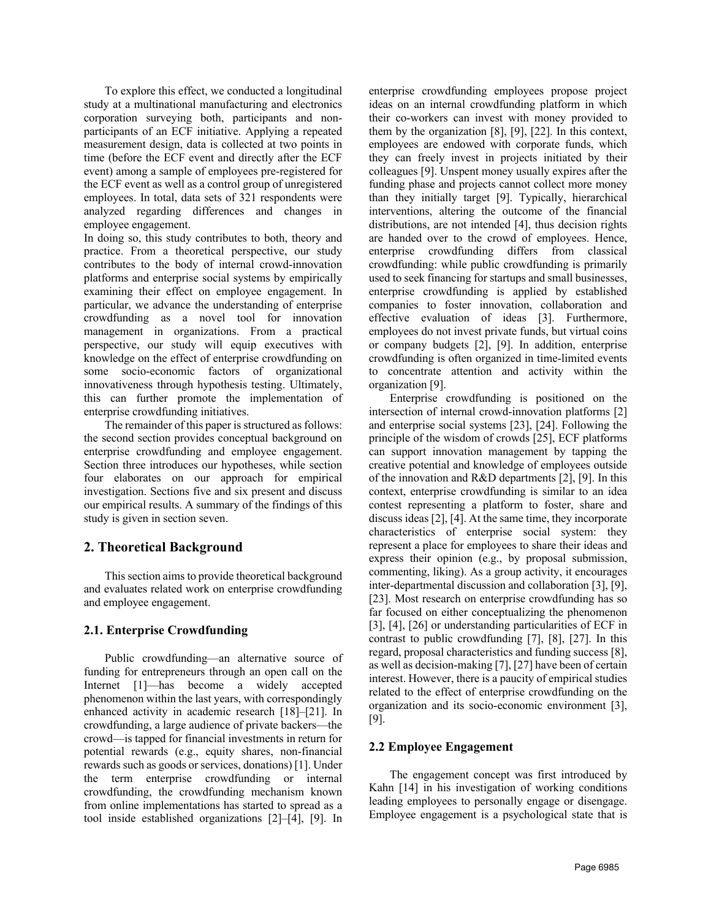To explore this effect, we conducted a longitudinal study at a multinational manufacturing and electronics corporation surveying both, participants and non-participants of an ECF initiative. Applying a repeated measurement design, data is collected at two points in time (before the ECF event and directly after the ECF event) among a sample of employees pre-registered for the ECF event as well as a control group of unregistered employees. In total, data sets of 321 respondents were analyzed regarding differences and changes in employee engagement.

In doing so, this study contributes to both, theory and practice. From a theoretical perspective, our study contributes to the body of internal crowd-innovation platforms and enterprise social systems by empirically examining their effect on employee engagement. In particular, we advance the understanding of enterprise crowdfunding as a novel tool for innovation management in organizations. From a practical perspective, our study will equip executives with knowledge on the effect of enterprise crowdfunding on some socio-economic factors of organizational innovativeness through hypothesis testing. Ultimately, this can further promote the implementation of enterprise crowdfunding initiatives.

The remainder of this paper is structured as follows: the second section provides conceptual background on enterprise crowdfunding and employee engagement. Section three introduces our hypotheses, while section four elaborates on our approach for empirical investigation. Sections five and six present and discuss our empirical results. A summary of the findings of this study is given in section seven.

## 2. Theoretical Background

This section aims to provide theoretical background and evaluates related work on enterprise crowdfunding and employee engagement.

### 2.1. Enterprise Crowdfunding

Public crowdfunding—an alternative source of funding for entrepreneurs through an open call on the Internet [1]—has become a widely accepted phenomenon within the last years, with correspondingly enhanced activity in academic research [18]–[21]. In crowdfunding, a large audience of private backers—the crowd—is tapped for financial investments in return for potential rewards (e.g., equity shares, non-financial rewards such as goods or services, donations) [1]. Under the term enterprise crowdfunding or internal crowdfunding, the crowdfunding mechanism known from online implementations has started to spread as a tool inside established organizations [2]–[4], [9]. In enterprise crowdfunding employees propose project ideas on an internal crowdfunding platform in which their co-workers can invest with money provided to them by the organization [8], [9], [22]. In this context, employees are endowed with corporate funds, which they can freely invest in projects initiated by their colleagues [9]. Unspent money usually expires after the funding phase and projects cannot collect more money than they initially target [9]. Typically, hierarchical interventions, altering the outcome of the financial distributions, are not intended [4], thus decision rights are handed over to the crowd of employees. Hence, enterprise crowdfunding differs from classical crowdfunding: while public crowdfunding is primarily used to seek financing for startups and small businesses, enterprise crowdfunding is applied by established companies to foster innovation, collaboration and effective evaluation of ideas [3]. Furthermore, employees do not invest private funds, but virtual coins or company budgets [2], [9]. In addition, enterprise crowdfunding is often organized in time-limited events to concentrate attention and activity within the organization [9].

Enterprise crowdfunding is positioned on the intersection of internal crowd-innovation platforms [2] and enterprise social systems [23], [24]. Following the principle of the wisdom of crowds [25], ECF platforms can support innovation management by tapping the creative potential and knowledge of employees outside of the innovation and R&D departments [2], [9]. In this context, enterprise crowdfunding is similar to an idea contest representing a platform to foster, share and discuss ideas [2], [4]. At the same time, they incorporate characteristics of enterprise social system: they represent a place for employees to share their ideas and express their opinion (e.g., by proposal submission, commenting, liking). As a group activity, it encourages inter-departmental discussion and collaboration [3], [9], [23]. Most research on enterprise crowdfunding has so far focused on either conceptualizing the phenomenon [3], [4], [26] or understanding particularities of ECF in contrast to public crowdfunding [7], [8], [27]. In this regard, proposal characteristics and funding success [8], as well as decision-making [7], [27] have been of certain interest. However, there is a paucity of empirical studies related to the effect of enterprise crowdfunding on the organization and its socio-economic environment [3], [9].

### 2.2 Employee Engagement

The engagement concept was first introduced by Kahn [14] in his investigation of working conditions leading employees to personally engage or disengage. Employee engagement is a psychological state that is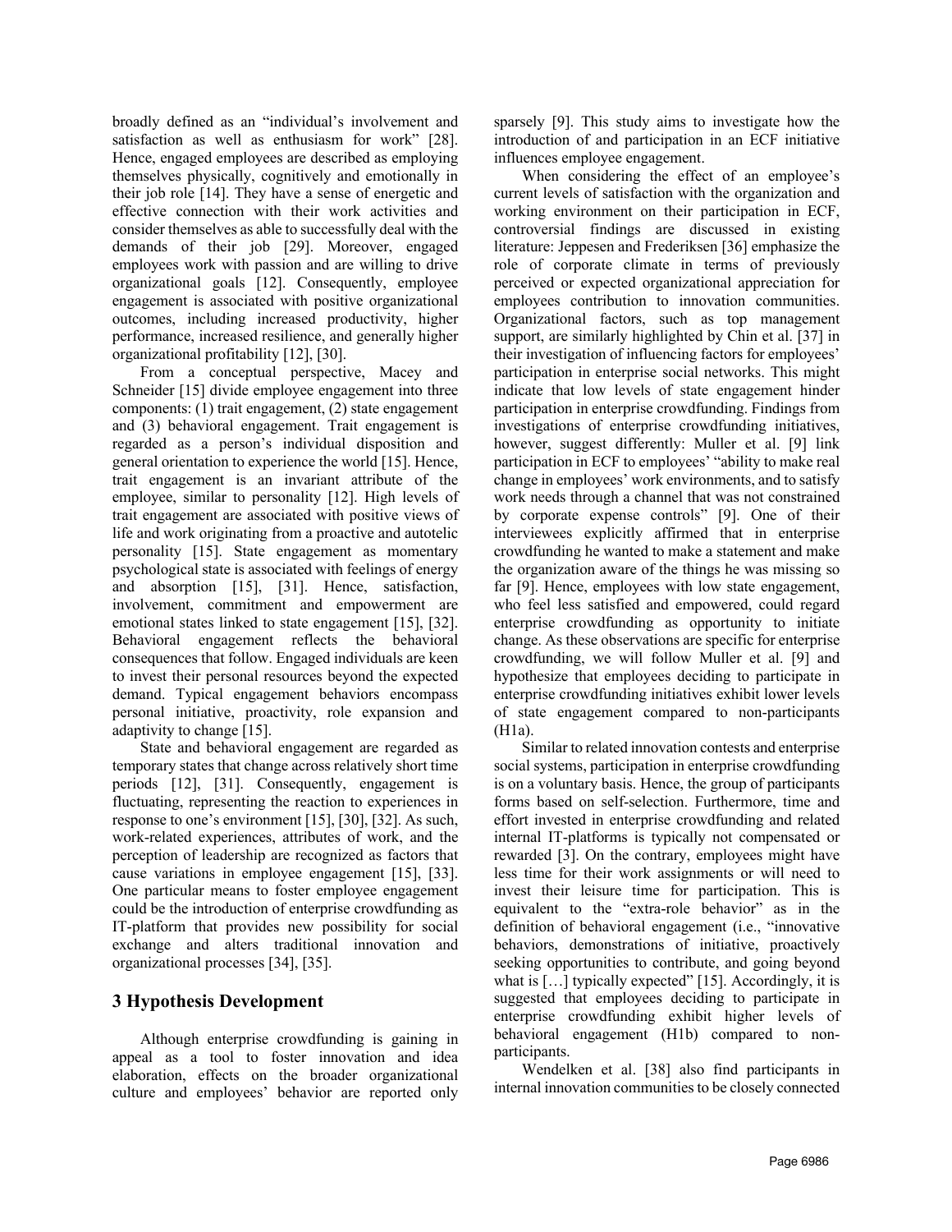broadly defined as an "individual's involvement and satisfaction as well as enthusiasm for work" [28]. Hence, engaged employees are described as employing themselves physically, cognitively and emotionally in their job role [14]. They have a sense of energetic and effective connection with their work activities and consider themselves as able to successfully deal with the demands of their job [29]. Moreover, engaged employees work with passion and are willing to drive organizational goals [12]. Consequently, employee engagement is associated with positive organizational outcomes, including increased productivity, higher performance, increased resilience, and generally higher organizational profitability [12], [30].

From a conceptual perspective, Macey and Schneider [15] divide employee engagement into three components: (1) trait engagement, (2) state engagement and (3) behavioral engagement. Trait engagement is regarded as a person's individual disposition and general orientation to experience the world [15]. Hence, trait engagement is an invariant attribute of the employee, similar to personality [12]. High levels of trait engagement are associated with positive views of life and work originating from a proactive and autotelic personality [15]. State engagement as momentary psychological state is associated with feelings of energy and absorption [15], [31]. Hence, satisfaction, involvement, commitment and empowerment are emotional states linked to state engagement [15], [32]. Behavioral engagement reflects the behavioral consequences that follow. Engaged individuals are keen to invest their personal resources beyond the expected demand. Typical engagement behaviors encompass personal initiative, proactivity, role expansion and adaptivity to change [15].

State and behavioral engagement are regarded as temporary states that change across relatively short time periods [12], [31]. Consequently, engagement is fluctuating, representing the reaction to experiences in response to one's environment [15], [30], [32]. As such, work-related experiences, attributes of work, and the perception of leadership are recognized as factors that cause variations in employee engagement [15], [33]. One particular means to foster employee engagement could be the introduction of enterprise crowdfunding as IT-platform that provides new possibility for social exchange and alters traditional innovation and organizational processes [34], [35].

## 3 Hypothesis Development

Although enterprise crowdfunding is gaining in appeal as a tool to foster innovation and idea elaboration, effects on the broader organizational culture and employees' behavior are reported only sparsely [9]. This study aims to investigate how the introduction of and participation in an ECF initiative influences employee engagement.

When considering the effect of an employee's current levels of satisfaction with the organization and working environment on their participation in ECF, controversial findings are discussed in existing literature: Jeppesen and Frederiksen [36] emphasize the role of corporate climate in terms of previously perceived or expected organizational appreciation for employees contribution to innovation communities. Organizational factors, such as top management support, are similarly highlighted by Chin et al. [37] in their investigation of influencing factors for employees' participation in enterprise social networks. This might indicate that low levels of state engagement hinder participation in enterprise crowdfunding. Findings from investigations of enterprise crowdfunding initiatives, however, suggest differently: Muller et al. [9] link participation in ECF to employees' "ability to make real change in employees' work environments, and to satisfy work needs through a channel that was not constrained by corporate expense controls" [9]. One of their interviewees explicitly affirmed that in enterprise crowdfunding he wanted to make a statement and make the organization aware of the things he was missing so far [9]. Hence, employees with low state engagement, who feel less satisfied and empowered, could regard enterprise crowdfunding as opportunity to initiate change. As these observations are specific for enterprise crowdfunding, we will follow Muller et al. [9] and hypothesize that employees deciding to participate in enterprise crowdfunding initiatives exhibit lower levels of state engagement compared to non-participants (H1a).

Similar to related innovation contests and enterprise social systems, participation in enterprise crowdfunding is on a voluntary basis. Hence, the group of participants forms based on self-selection. Furthermore, time and effort invested in enterprise crowdfunding and related internal IT-platforms is typically not compensated or rewarded [3]. On the contrary, employees might have less time for their work assignments or will need to invest their leisure time for participation. This is equivalent to the "extra-role behavior" as in the definition of behavioral engagement (i.e., "innovative behaviors, demonstrations of initiative, proactively seeking opportunities to contribute, and going beyond what is […] typically expected" [15]. Accordingly, it is suggested that employees deciding to participate in enterprise crowdfunding exhibit higher levels of behavioral engagement (H1b) compared to non-participants.

Wendelken et al. [38] also find participants in internal innovation communities to be closely connected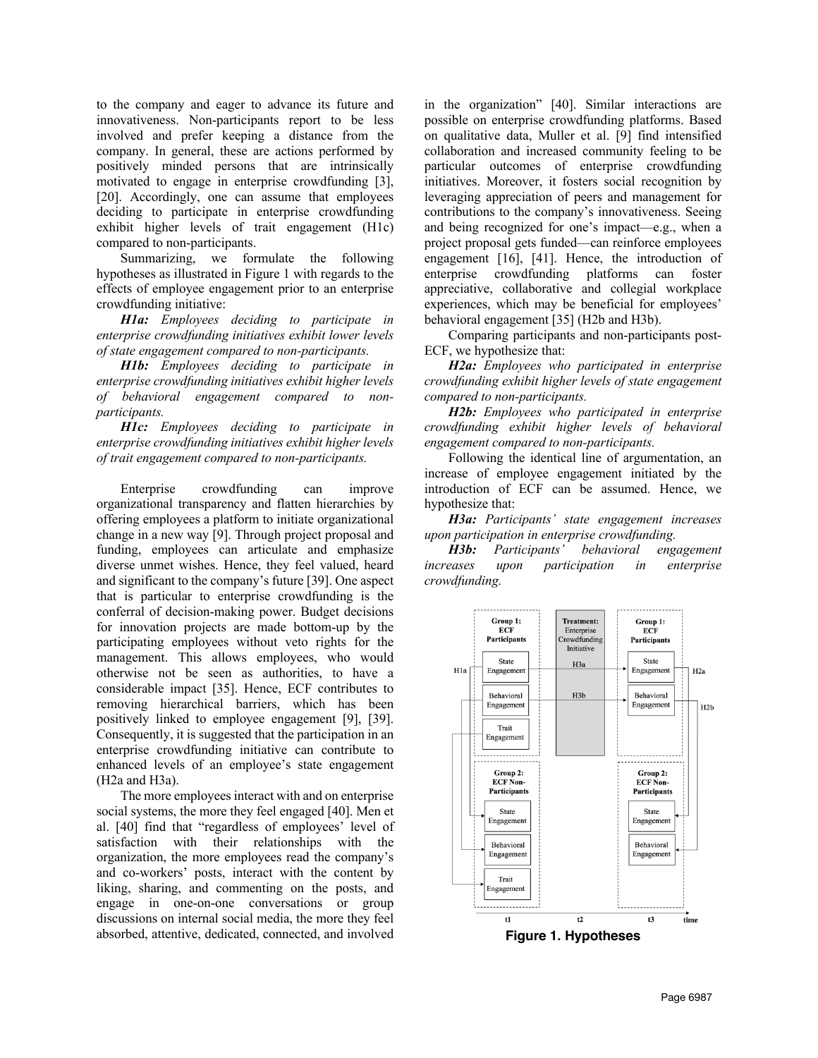to the company and eager to advance its future and innovativeness. Non-participants report to be less involved and prefer keeping a distance from the company. In general, these are actions performed by positively minded persons that are intrinsically motivated to engage in enterprise crowdfunding [3], [20]. Accordingly, one can assume that employees deciding to participate in enterprise crowdfunding exhibit higher levels of trait engagement (H1c) compared to non-participants.

Summarizing, we formulate the following hypotheses as illustrated in Figure 1 with regards to the effects of employee engagement prior to an enterprise crowdfunding initiative:

***H1a:*** *Employees deciding to participate in enterprise crowdfunding initiatives exhibit lower levels of state engagement compared to non-participants.*

***H1b:*** *Employees deciding to participate in enterprise crowdfunding initiatives exhibit higher levels of behavioral engagement compared to non-participants.*

***H1c:*** *Employees deciding to participate in enterprise crowdfunding initiatives exhibit higher levels of trait engagement compared to non-participants.*

Enterprise crowdfunding can improve organizational transparency and flatten hierarchies by offering employees a platform to initiate organizational change in a new way [9]. Through project proposal and funding, employees can articulate and emphasize diverse unmet wishes. Hence, they feel valued, heard and significant to the company's future [39]. One aspect that is particular to enterprise crowdfunding is the conferral of decision-making power. Budget decisions for innovation projects are made bottom-up by the participating employees without veto rights for the management. This allows employees, who would otherwise not be seen as authorities, to have a considerable impact [35]. Hence, ECF contributes to removing hierarchical barriers, which has been positively linked to employee engagement [9], [39]. Consequently, it is suggested that the participation in an enterprise crowdfunding initiative can contribute to enhanced levels of an employee's state engagement (H2a and H3a).

The more employees interact with and on enterprise social systems, the more they feel engaged [40]. Men et al. [40] find that "regardless of employees' level of satisfaction with their relationships with the organization, the more employees read the company's and co-workers' posts, interact with the content by liking, sharing, and commenting on the posts, and engage in one-on-one conversations or group discussions on internal social media, the more they feel absorbed, attentive, dedicated, connected, and involved in the organization" [40]. Similar interactions are possible on enterprise crowdfunding platforms. Based on qualitative data, Muller et al. [9] find intensified collaboration and increased community feeling to be particular outcomes of enterprise crowdfunding initiatives. Moreover, it fosters social recognition by leveraging appreciation of peers and management for contributions to the company's innovativeness. Seeing and being recognized for one's impact—e.g., when a project proposal gets funded—can reinforce employees engagement [16], [41]. Hence, the introduction of enterprise crowdfunding platforms can foster appreciative, collaborative and collegial workplace experiences, which may be beneficial for employees' behavioral engagement [35] (H2b and H3b).

Comparing participants and non-participants post-ECF, we hypothesize that:

***H2a:*** *Employees who participated in enterprise crowdfunding exhibit higher levels of state engagement compared to non-participants.*

***H2b:*** *Employees who participated in enterprise crowdfunding exhibit higher levels of behavioral engagement compared to non-participants.*

Following the identical line of argumentation, an increase of employee engagement initiated by the introduction of ECF can be assumed. Hence, we hypothesize that:

***H3a:*** *Participants' state engagement increases upon participation in enterprise crowdfunding.*

***H3b:*** *Participants' behavioral engagement increases upon participation in enterprise crowdfunding.*

**Figure 1. Hypotheses**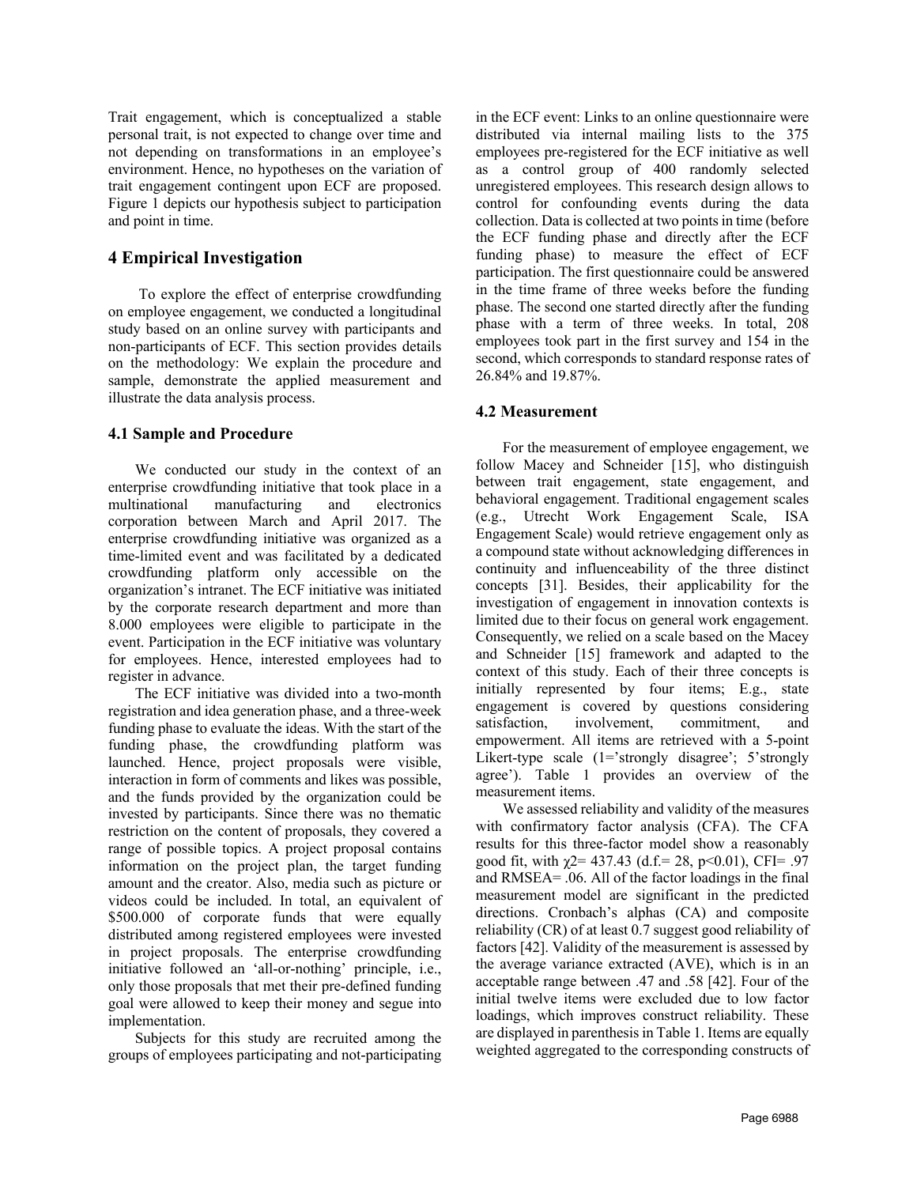Trait engagement, which is conceptualized a stable personal trait, is not expected to change over time and not depending on transformations in an employee's environment. Hence, no hypotheses on the variation of trait engagement contingent upon ECF are proposed. Figure 1 depicts our hypothesis subject to participation and point in time.

# 4 Empirical Investigation

To explore the effect of enterprise crowdfunding on employee engagement, we conducted a longitudinal study based on an online survey with participants and non-participants of ECF. This section provides details on the methodology: We explain the procedure and sample, demonstrate the applied measurement and illustrate the data analysis process.

## 4.1 Sample and Procedure

We conducted our study in the context of an enterprise crowdfunding initiative that took place in a multinational manufacturing and electronics corporation between March and April 2017. The enterprise crowdfunding initiative was organized as a time-limited event and was facilitated by a dedicated crowdfunding platform only accessible on the organization's intranet. The ECF initiative was initiated by the corporate research department and more than 8.000 employees were eligible to participate in the event. Participation in the ECF initiative was voluntary for employees. Hence, interested employees had to register in advance.

The ECF initiative was divided into a two-month registration and idea generation phase, and a three-week funding phase to evaluate the ideas. With the start of the funding phase, the crowdfunding platform was launched. Hence, project proposals were visible, interaction in form of comments and likes was possible, and the funds provided by the organization could be invested by participants. Since there was no thematic restriction on the content of proposals, they covered a range of possible topics. A project proposal contains information on the project plan, the target funding amount and the creator. Also, media such as picture or videos could be included. In total, an equivalent of \$500.000 of corporate funds that were equally distributed among registered employees were invested in project proposals. The enterprise crowdfunding initiative followed an 'all-or-nothing' principle, i.e., only those proposals that met their pre-defined funding goal were allowed to keep their money and segue into implementation.

Subjects for this study are recruited among the groups of employees participating and not-participating in the ECF event: Links to an online questionnaire were distributed via internal mailing lists to the 375 employees pre-registered for the ECF initiative as well as a control group of 400 randomly selected unregistered employees. This research design allows to control for confounding events during the data collection. Data is collected at two points in time (before the ECF funding phase and directly after the ECF funding phase) to measure the effect of ECF participation. The first questionnaire could be answered in the time frame of three weeks before the funding phase. The second one started directly after the funding phase with a term of three weeks. In total, 208 employees took part in the first survey and 154 in the second, which corresponds to standard response rates of 26.84% and 19.87%.

## 4.2 Measurement

For the measurement of employee engagement, we follow Macey and Schneider [15], who distinguish between trait engagement, state engagement, and behavioral engagement. Traditional engagement scales (e.g., Utrecht Work Engagement Scale, ISA Engagement Scale) would retrieve engagement only as a compound state without acknowledging differences in continuity and influenceability of the three distinct concepts [31]. Besides, their applicability for the investigation of engagement in innovation contexts is limited due to their focus on general work engagement. Consequently, we relied on a scale based on the Macey and Schneider [15] framework and adapted to the context of this study. Each of their three concepts is initially represented by four items; E.g., state engagement is covered by questions considering satisfaction, involvement, commitment, and empowerment. All items are retrieved with a 5-point Likert-type scale (1='strongly disagree'; 5'strongly agree'). Table 1 provides an overview of the measurement items.

We assessed reliability and validity of the measures with confirmatory factor analysis (CFA). The CFA results for this three-factor model show a reasonably good fit, with $\chi2= 437.43$ (d.f.= 28, $p<0.01$), CFI= .97 and RMSEA= .06. All of the factor loadings in the final measurement model are significant in the predicted directions. Cronbach's alphas (CA) and composite reliability (CR) of at least 0.7 suggest good reliability of factors [42]. Validity of the measurement is assessed by the average variance extracted (AVE), which is in an acceptable range between .47 and .58 [42]. Four of the initial twelve items were excluded due to low factor loadings, which improves construct reliability. These are displayed in parenthesis in Table 1. Items are equally weighted aggregated to the corresponding constructs of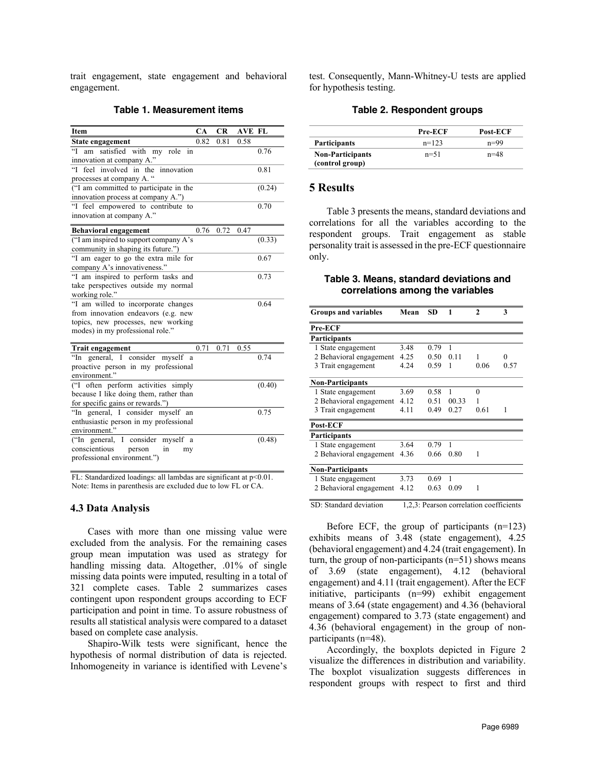trait engagement, state engagement and behavioral engagement.

**Table 1. Measurement items**

| Item | CA | CR | AVE | FL |
|---|---|---|---|---|
| **State engagement** | 0.82 | 0.81 | 0.58 | |
| "I am satisfied with my role in innovation at company A." | | | | 0.76 |
| "I feel involved in the innovation processes at company A. " | | | | 0.81 |
| ("I am committed to participate in the innovation process at company A.") | | | | (0.24) |
| "I feel empowered to contribute to innovation at company A." | | | | 0.70 |
| **Behavioral engagement** | 0.76 | 0.72 | 0.47 | |
| ("I am inspired to support company A's community in shaping its future.") | | | | (0.33) |
| "I am eager to go the extra mile for company A's innovativeness." | | | | 0.67 |
| "I am inspired to perform tasks and take perspectives outside my normal working role." | | | | 0.73 |
| "I am willed to incorporate changes from innovation endeavors (e.g. new topics, new processes, new working modes) in my professional role." | | | | 0.64 |
| **Trait engagement** | 0.71 | 0.71 | 0.55 | |
| "In general, I consider myself a proactive person in my professional environment." | | | | 0.74 |
| ("I often perform activities simply because I like doing them, rather than for specific gains or rewards.") | | | | (0.40) |
| "In general, I consider myself an enthusiastic person in my professional environment." | | | | 0.75 |
| ("In general, I consider myself a conscientious person in my professional environment.") | | | | (0.48) |

FL: Standardized loadings: all lambdas are significant at $p<0.01$.
Note: Items in parenthesis are excluded due to low FL or CA.

### 4.3 Data Analysis

Cases with more than one missing value were excluded from the analysis. For the remaining cases group mean imputation was used as strategy for handling missing data. Altogether, .01% of single missing data points were imputed, resulting in a total of 321 complete cases. Table 2 summarizes cases contingent upon respondent groups according to ECF participation and point in time. To assure robustness of results all statistical analysis were compared to a dataset based on complete case analysis.

Shapiro-Wilk tests were significant, hence the hypothesis of normal distribution of data is rejected. Inhomogeneity in variance is identified with Levene's test. Consequently, Mann-Whitney-U tests are applied for hypothesis testing.

**Table 2. Respondent groups**

| | Pre-ECF | Post-ECF |
|---|---|---|
| **Participants** | n=123 | n=99 |
| **Non-Participants (control group)** | n=51 | n=48 |

## 5 Results

Table 3 presents the means, standard deviations and correlations for all the variables according to the respondent groups. Trait engagement as stable personality trait is assessed in the pre-ECF questionnaire only.

**Table 3. Means, standard deviations and correlations among the variables**

| Groups and variables | Mean | SD | 1 | 2 | 3 |
|---|---|---|---|---|---|
| **Pre-ECF** | | | | | |
| **Participants** | | | | | |
| 1 State engagement | 3.48 | 0.79 | 1 | | |
| 2 Behavioral engagement | 4.25 | 0.50 | 0.11 | 1 | 0 |
| 3 Trait engagement | 4.24 | 0.59 | 1 | 0.06 | 0.57 |
| **Non-Participants** | | | | | |
| 1 State engagement | 3.69 | 0.58 | 1 | 0 | |
| 2 Behavioral engagement | 4.12 | 0.51 | 00.33 | 1 | |
| 3 Trait engagement | 4.11 | 0.49 | 0.27 | 0.61 | 1 |
| **Post-ECF** | | | | | |
| **Participants** | | | | | |
| 1 State engagement | 3.64 | 0.79 | 1 | | |
| 2 Behavioral engagement | 4.36 | 0.66 | 0.80 | 1 | |
| **Non-Participants** | | | | | |
| 1 State engagement | 3.73 | 0.69 | 1 | | |
| 2 Behavioral engagement | 4.12 | 0.63 | 0.09 | 1 | |

SD: Standard deviation   1,2,3: Pearson correlation coefficients

Before ECF, the group of participants (n=123) exhibits means of 3.48 (state engagement), 4.25 (behavioral engagement) and 4.24 (trait engagement). In turn, the group of non-participants (n=51) shows means of 3.69 (state engagement), 4.12 (behavioral engagement) and 4.11 (trait engagement). After the ECF initiative, participants (n=99) exhibit engagement means of 3.64 (state engagement) and 4.36 (behavioral engagement) compared to 3.73 (state engagement) and 4.36 (behavioral engagement) in the group of non-participants (n=48).

Accordingly, the boxplots depicted in Figure 2 visualize the differences in distribution and variability. The boxplot visualization suggests differences in respondent groups with respect to first and third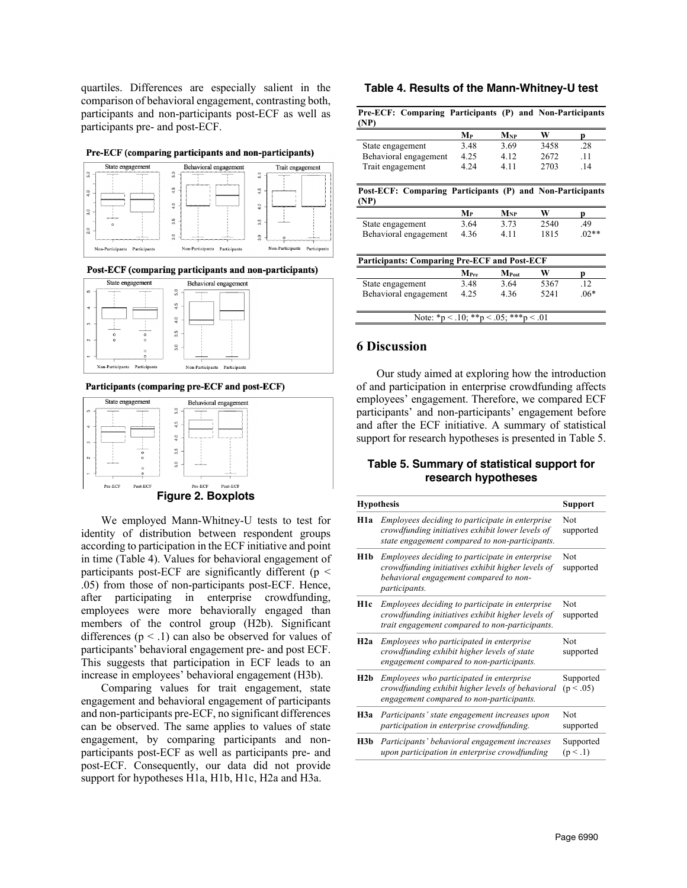quartiles. Differences are especially salient in the comparison of behavioral engagement, contrasting both, participants and non-participants post-ECF as well as participants pre- and post-ECF.

**Figure 2. Boxplots**

We employed Mann-Whitney-U tests to test for identity of distribution between respondent groups according to participation in the ECF initiative and point in time (Table 4). Values for behavioral engagement of participants post-ECF are significantly different ($p < .05$) from those of non-participants post-ECF. Hence, after participating in enterprise crowdfunding, employees were more behaviorally engaged than members of the control group (H2b). Significant differences ($p < .1$) can also be observed for values of participants' behavioral engagement pre- and post ECF. This suggests that participation in ECF leads to an increase in employees' behavioral engagement (H3b).

Comparing values for trait engagement, state engagement and behavioral engagement of participants and non-participants pre-ECF, no significant differences can be observed. The same applies to values of state engagement, by comparing participants and non-participants post-ECF as well as participants pre- and post-ECF. Consequently, our data did not provide support for hypotheses H1a, H1b, H1c, H2a and H3a.

**Table 4. Results of the Mann-Whitney-U test**

| **Pre-ECF: Comparing Participants (P) and Non-Participants (NP)** | | | | |
|---|---|---|---|---|
| | $M_P$ | $M_{NP}$ | W | p |
| State engagement | 3.48 | 3.69 | 3458 | .28 |
| Behavioral engagement | 4.25 | 4.12 | 2672 | .11 |
| Trait engagement | 4.24 | 4.11 | 2703 | .14 |
| **Post-ECF: Comparing Participants (P) and Non-Participants (NP)** | | | | |
| | $M_P$ | $M_{NP}$ | W | p |
| State engagement | 3.64 | 3.73 | 2540 | .49 |
| Behavioral engagement | 4.36 | 4.11 | 1815 | .02** |
| **Participants: Comparing Pre-ECF and Post-ECF** | | | | |
| | $M_{Pre}$ | $M_{Post}$ | W | p |
| State engagement | 3.48 | 3.64 | 5367 | .12 |
| Behavioral engagement | 4.25 | 4.36 | 5241 | .06* |

Note: *$p < .10$; **$p < .05$; ***$p < .01$

## 6 Discussion

Our study aimed at exploring how the introduction of and participation in enterprise crowdfunding affects employees' engagement. Therefore, we compared ECF participants' and non-participants' engagement before and after the ECF initiative. A summary of statistical support for research hypotheses is presented in Table 5.

**Table 5. Summary of statistical support for research hypotheses**

| **Hypothesis** | | **Support** |
|---|---|---|
| **H1a** | *Employees deciding to participate in enterprise crowdfunding initiatives exhibit lower levels of state engagement compared to non-participants.* | Not supported |
| **H1b** | *Employees deciding to participate in enterprise crowdfunding initiatives exhibit higher levels of behavioral engagement compared to non-participants.* | Not supported |
| **H1c** | *Employees deciding to participate in enterprise crowdfunding initiatives exhibit higher levels of trait engagement compared to non-participants.* | Not supported |
| **H2a** | *Employees who participated in enterprise crowdfunding exhibit higher levels of state engagement compared to non-participants.* | Not supported |
| **H2b** | *Employees who participated in enterprise crowdfunding exhibit higher levels of behavioral engagement compared to non-participants.* | Supported ($p < .05$) |
| **H3a** | *Participants' state engagement increases upon participation in enterprise crowdfunding.* | Not supported |
| **H3b** | *Participants' behavioral engagement increases upon participation in enterprise crowdfunding* | Supported ($p < .1$) |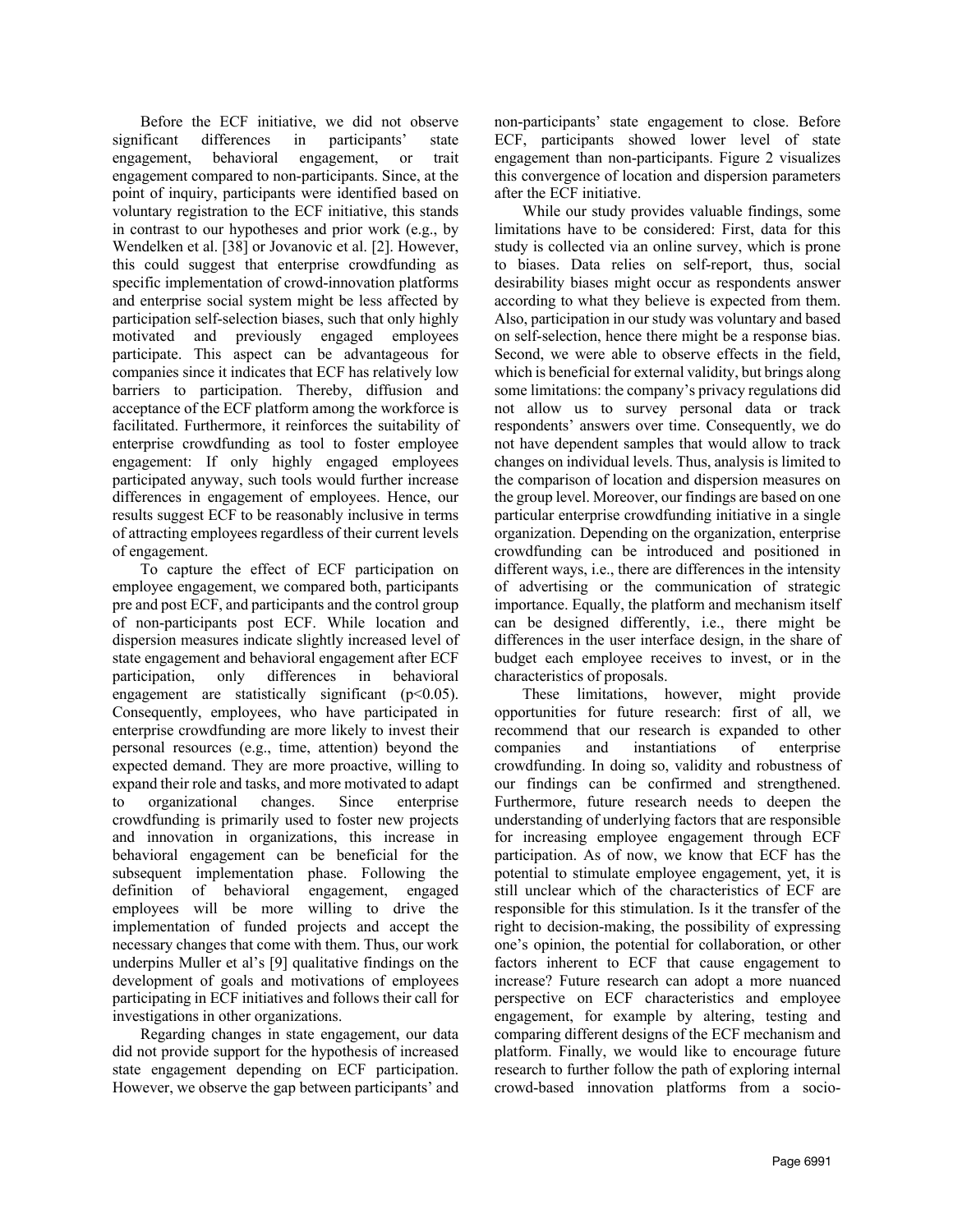Before the ECF initiative, we did not observe significant differences in participants' state engagement, behavioral engagement, or trait engagement compared to non-participants. Since, at the point of inquiry, participants were identified based on voluntary registration to the ECF initiative, this stands in contrast to our hypotheses and prior work (e.g., by Wendelken et al. [38] or Jovanovic et al. [2]. However, this could suggest that enterprise crowdfunding as specific implementation of crowd-innovation platforms and enterprise social system might be less affected by participation self-selection biases, such that only highly motivated and previously engaged employees participate. This aspect can be advantageous for companies since it indicates that ECF has relatively low barriers to participation. Thereby, diffusion and acceptance of the ECF platform among the workforce is facilitated. Furthermore, it reinforces the suitability of enterprise crowdfunding as tool to foster employee engagement: If only highly engaged employees participated anyway, such tools would further increase differences in engagement of employees. Hence, our results suggest ECF to be reasonably inclusive in terms of attracting employees regardless of their current levels of engagement.

To capture the effect of ECF participation on employee engagement, we compared both, participants pre and post ECF, and participants and the control group of non-participants post ECF. While location and dispersion measures indicate slightly increased level of state engagement and behavioral engagement after ECF participation, only differences in behavioral engagement are statistically significant ($p<0.05$). Consequently, employees, who have participated in enterprise crowdfunding are more likely to invest their personal resources (e.g., time, attention) beyond the expected demand. They are more proactive, willing to expand their role and tasks, and more motivated to adapt to organizational changes. Since enterprise crowdfunding is primarily used to foster new projects and innovation in organizations, this increase in behavioral engagement can be beneficial for the subsequent implementation phase. Following the definition of behavioral engagement, engaged employees will be more willing to drive the implementation of funded projects and accept the necessary changes that come with them. Thus, our work underpins Muller et al's [9] qualitative findings on the development of goals and motivations of employees participating in ECF initiatives and follows their call for investigations in other organizations.

Regarding changes in state engagement, our data did not provide support for the hypothesis of increased state engagement depending on ECF participation. However, we observe the gap between participants' and non-participants' state engagement to close. Before ECF, participants showed lower level of state engagement than non-participants. Figure 2 visualizes this convergence of location and dispersion parameters after the ECF initiative.

While our study provides valuable findings, some limitations have to be considered: First, data for this study is collected via an online survey, which is prone to biases. Data relies on self-report, thus, social desirability biases might occur as respondents answer according to what they believe is expected from them. Also, participation in our study was voluntary and based on self-selection, hence there might be a response bias. Second, we were able to observe effects in the field, which is beneficial for external validity, but brings along some limitations: the company's privacy regulations did not allow us to survey personal data or track respondents' answers over time. Consequently, we do not have dependent samples that would allow to track changes on individual levels. Thus, analysis is limited to the comparison of location and dispersion measures on the group level. Moreover, our findings are based on one particular enterprise crowdfunding initiative in a single organization. Depending on the organization, enterprise crowdfunding can be introduced and positioned in different ways, i.e., there are differences in the intensity of advertising or the communication of strategic importance. Equally, the platform and mechanism itself can be designed differently, i.e., there might be differences in the user interface design, in the share of budget each employee receives to invest, or in the characteristics of proposals.

These limitations, however, might provide opportunities for future research: first of all, we recommend that our research is expanded to other companies and instantiations of enterprise crowdfunding. In doing so, validity and robustness of our findings can be confirmed and strengthened. Furthermore, future research needs to deepen the understanding of underlying factors that are responsible for increasing employee engagement through ECF participation. As of now, we know that ECF has the potential to stimulate employee engagement, yet, it is still unclear which of the characteristics of ECF are responsible for this stimulation. Is it the transfer of the right to decision-making, the possibility of expressing one's opinion, the potential for collaboration, or other factors inherent to ECF that cause engagement to increase? Future research can adopt a more nuanced perspective on ECF characteristics and employee engagement, for example by altering, testing and comparing different designs of the ECF mechanism and platform. Finally, we would like to encourage future research to further follow the path of exploring internal crowd-based innovation platforms from a socio-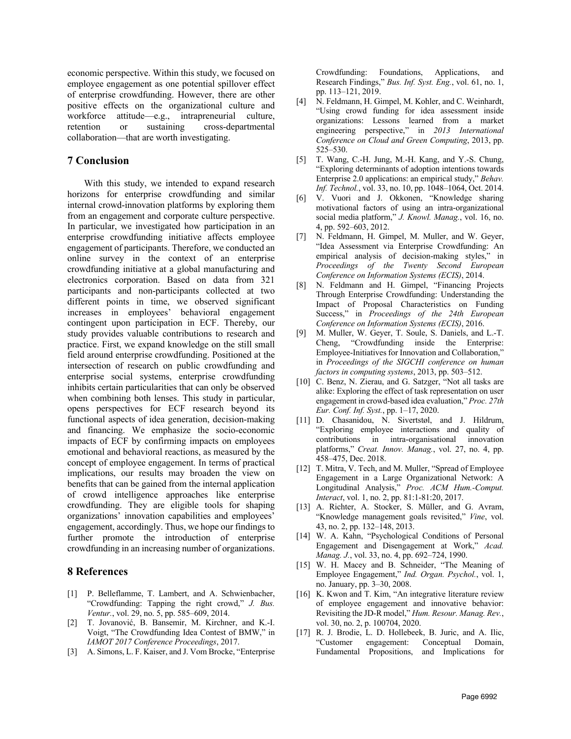economic perspective. Within this study, we focused on employee engagement as one potential spillover effect of enterprise crowdfunding. However, there are other positive effects on the organizational culture and workforce attitude—e.g., intrapreneurial culture, retention or sustaining cross-departmental collaboration—that are worth investigating.

## 7 Conclusion

With this study, we intended to expand research horizons for enterprise crowdfunding and similar internal crowd-innovation platforms by exploring them from an engagement and corporate culture perspective. In particular, we investigated how participation in an enterprise crowdfunding initiative affects employee engagement of participants. Therefore, we conducted an online survey in the context of an enterprise crowdfunding initiative at a global manufacturing and electronics corporation. Based on data from 321 participants and non-participants collected at two different points in time, we observed significant increases in employees' behavioral engagement contingent upon participation in ECF. Thereby, our study provides valuable contributions to research and practice. First, we expand knowledge on the still small field around enterprise crowdfunding. Positioned at the intersection of research on public crowdfunding and enterprise social systems, enterprise crowdfunding inhibits certain particularities that can only be observed when combining both lenses. This study in particular, opens perspectives for ECF research beyond its functional aspects of idea generation, decision-making and financing. We emphasize the socio-economic impacts of ECF by confirming impacts on employees emotional and behavioral reactions, as measured by the concept of employee engagement. In terms of practical implications, our results may broaden the view on benefits that can be gained from the internal application of crowd intelligence approaches like enterprise crowdfunding. They are eligible tools for shaping organizations' innovation capabilities and employees' engagement, accordingly. Thus, we hope our findings to further promote the introduction of enterprise crowdfunding in an increasing number of organizations.

## 8 References

[1] P. Belleflamme, T. Lambert, and A. Schwienbacher, "Crowdfunding: Tapping the right crowd," *J. Bus. Ventur.*, vol. 29, no. 5, pp. 585–609, 2014.

[2] T. Jovanović, B. Bansemir, M. Kirchner, and K.-I. Voigt, "The Crowdfunding Idea Contest of BMW," in *IAMOT 2017 Conference Proceedings*, 2017.

[3] A. Simons, L. F. Kaiser, and J. Vom Brocke, "Enterprise Crowdfunding: Foundations, Applications, and Research Findings," *Bus. Inf. Syst. Eng.*, vol. 61, no. 1, pp. 113–121, 2019.

[4] N. Feldmann, H. Gimpel, M. Kohler, and C. Weinhardt, "Using crowd funding for idea assessment inside organizations: Lessons learned from a market engineering perspective," in *2013 International Conference on Cloud and Green Computing*, 2013, pp. 525–530.

[5] T. Wang, C.-H. Jung, M.-H. Kang, and Y.-S. Chung, "Exploring determinants of adoption intentions towards Enterprise 2.0 applications: an empirical study," *Behav. Inf. Technol.*, vol. 33, no. 10, pp. 1048–1064, Oct. 2014.

[6] V. Vuori and J. Okkonen, "Knowledge sharing motivational factors of using an intra-organizational social media platform," *J. Knowl. Manag.*, vol. 16, no. 4, pp. 592–603, 2012.

[7] N. Feldmann, H. Gimpel, M. Muller, and W. Geyer, "Idea Assessment via Enterprise Crowdfunding: An empirical analysis of decision-making styles," in *Proceedings of the Twenty Second European Conference on Information Systems (ECIS)*, 2014.

[8] N. Feldmann and H. Gimpel, "Financing Projects Through Enterprise Crowdfunding: Understanding the Impact of Proposal Characteristics on Funding Success," in *Proceedings of the 24th European Conference on Information Systems (ECIS)*, 2016.

[9] M. Muller, W. Geyer, T. Soule, S. Daniels, and L.-T. Cheng, "Crowdfunding inside the Enterprise: Employee-Initiatives for Innovation and Collaboration," in *Proceedings of the SIGCHI conference on human factors in computing systems*, 2013, pp. 503–512.

[10] C. Benz, N. Zierau, and G. Satzger, "Not all tasks are alike: Exploring the effect of task representation on user engagement in crowd-based idea evaluation," *Proc. 27th Eur. Conf. Inf. Syst.*, pp. 1–17, 2020.

[11] D. Chasanidou, N. Sivertstøl, and J. Hildrum, "Exploring employee interactions and quality of contributions in intra-organisational innovation platforms," *Creat. Innov. Manag.*, vol. 27, no. 4, pp. 458–475, Dec. 2018.

[12] T. Mitra, V. Tech, and M. Muller, "Spread of Employee Engagement in a Large Organizational Network: A Longitudinal Analysis," *Proc. ACM Hum.-Comput. Interact*, vol. 1, no. 2, pp. 81:1-81:20, 2017.

[13] A. Richter, A. Stocker, S. Müller, and G. Avram, "Knowledge management goals revisited," *Vine*, vol. 43, no. 2, pp. 132–148, 2013.

[14] W. A. Kahn, "Psychological Conditions of Personal Engagement and Disengagement at Work," *Acad. Manag. J.*, vol. 33, no. 4, pp. 692–724, 1990.

[15] W. H. Macey and B. Schneider, "The Meaning of Employee Engagement," *Ind. Organ. Psychol.*, vol. 1, no. January, pp. 3–30, 2008.

[16] K. Kwon and T. Kim, "An integrative literature review of employee engagement and innovative behavior: Revisiting the JD-R model," *Hum. Resour. Manag. Rev.*, vol. 30, no. 2, p. 100704, 2020.

[17] R. J. Brodie, L. D. Hollebeek, B. Juric, and A. Ilic, "Customer engagement: Conceptual Domain, Fundamental Propositions, and Implications for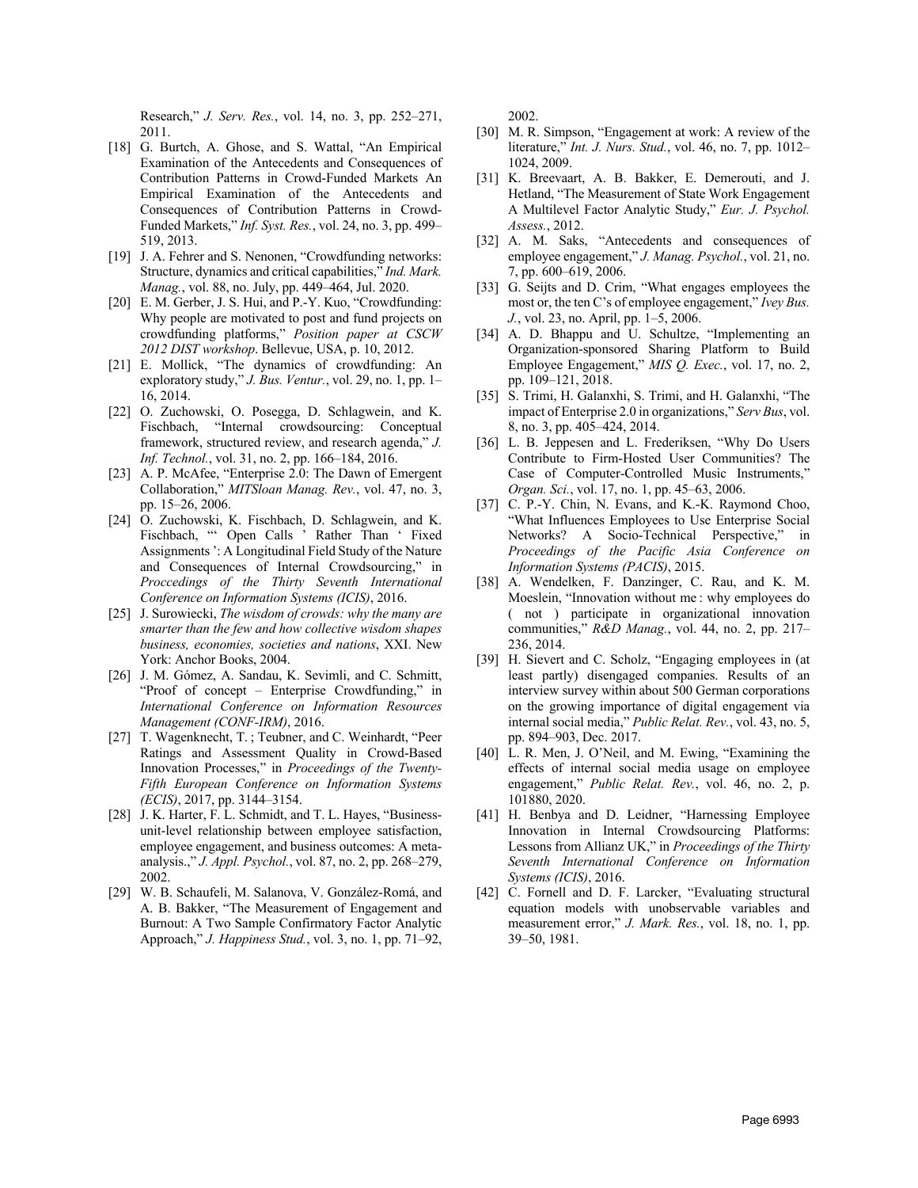Research," *J. Serv. Res.*, vol. 14, no. 3, pp. 252–271, 2011.

[18] G. Burtch, A. Ghose, and S. Wattal, "An Empirical Examination of the Antecedents and Consequences of Contribution Patterns in Crowd-Funded Markets An Empirical Examination of the Antecedents and Consequences of Contribution Patterns in Crowd-Funded Markets," *Inf. Syst. Res.*, vol. 24, no. 3, pp. 499–519, 2013.

[19] J. A. Fehrer and S. Nenonen, "Crowdfunding networks: Structure, dynamics and critical capabilities," *Ind. Mark. Manag.*, vol. 88, no. July, pp. 449–464, Jul. 2020.

[20] E. M. Gerber, J. S. Hui, and P.-Y. Kuo, "Crowdfunding: Why people are motivated to post and fund projects on crowdfunding platforms," *Position paper at CSCW 2012 DIST workshop*. Bellevue, USA, p. 10, 2012.

[21] E. Mollick, "The dynamics of crowdfunding: An exploratory study," *J. Bus. Ventur.*, vol. 29, no. 1, pp. 1–16, 2014.

[22] O. Zuchowski, O. Posegga, D. Schlagwein, and K. Fischbach, "Internal crowdsourcing: Conceptual framework, structured review, and research agenda," *J. Inf. Technol.*, vol. 31, no. 2, pp. 166–184, 2016.

[23] A. P. McAfee, "Enterprise 2.0: The Dawn of Emergent Collaboration," *MITSloan Manag. Rev.*, vol. 47, no. 3, pp. 15–26, 2006.

[24] O. Zuchowski, K. Fischbach, D. Schlagwein, and K. Fischbach, "' Open Calls ' Rather Than ' Fixed Assignments ': A Longitudinal Field Study of the Nature and Consequences of Internal Crowdsourcing," in *Proccedings of the Thirty Seventh International Conference on Information Systems (ICIS)*, 2016.

[25] J. Surowiecki, *The wisdom of crowds: why the many are smarter than the few and how collective wisdom shapes business, economies, societies and nations*, XXI. New York: Anchor Books, 2004.

[26] J. M. Gómez, A. Sandau, K. Sevimli, and C. Schmitt, "Proof of concept – Enterprise Crowdfunding," in *International Conference on Information Resources Management (CONF-IRM)*, 2016.

[27] T. Wagenknecht, T. ; Teubner, and C. Weinhardt, "Peer Ratings and Assessment Quality in Crowd-Based Innovation Processes," in *Proceedings of the Twenty-Fifth European Conference on Information Systems (ECIS)*, 2017, pp. 3144–3154.

[28] J. K. Harter, F. L. Schmidt, and T. L. Hayes, "Business-unit-level relationship between employee satisfaction, employee engagement, and business outcomes: A meta-analysis.," *J. Appl. Psychol.*, vol. 87, no. 2, pp. 268–279, 2002.

[29] W. B. Schaufeli, M. Salanova, V. González-Romá, and A. B. Bakker, "The Measurement of Engagement and Burnout: A Two Sample Confirmatory Factor Analytic Approach," *J. Happiness Stud.*, vol. 3, no. 1, pp. 71–92, 2002.

[30] M. R. Simpson, "Engagement at work: A review of the literature," *Int. J. Nurs. Stud.*, vol. 46, no. 7, pp. 1012–1024, 2009.

[31] K. Breevaart, A. B. Bakker, E. Demerouti, and J. Hetland, "The Measurement of State Work Engagement A Multilevel Factor Analytic Study," *Eur. J. Psychol. Assess.*, 2012.

[32] A. M. Saks, "Antecedents and consequences of employee engagement," *J. Manag. Psychol.*, vol. 21, no. 7, pp. 600–619, 2006.

[33] G. Seijts and D. Crim, "What engages employees the most or, the ten C's of employee engagement," *Ivey Bus. J.*, vol. 23, no. April, pp. 1–5, 2006.

[34] A. D. Bhappu and U. Schultze, "Implementing an Organization-sponsored Sharing Platform to Build Employee Engagement," *MIS Q. Exec.*, vol. 17, no. 2, pp. 109–121, 2018.

[35] S. Trimi, H. Galanxhi, S. Trimi, and H. Galanxhi, "The impact of Enterprise 2.0 in organizations," *Serv Bus*, vol. 8, no. 3, pp. 405–424, 2014.

[36] L. B. Jeppesen and L. Frederiksen, "Why Do Users Contribute to Firm-Hosted User Communities? The Case of Computer-Controlled Music Instruments," *Organ. Sci.*, vol. 17, no. 1, pp. 45–63, 2006.

[37] C. P.-Y. Chin, N. Evans, and K.-K. Raymond Choo, "What Influences Employees to Use Enterprise Social Networks? A Socio-Technical Perspective," in *Proceedings of the Pacific Asia Conference on Information Systems (PACIS)*, 2015.

[38] A. Wendelken, F. Danzinger, C. Rau, and K. M. Moeslein, "Innovation without me : why employees do ( not ) participate in organizational innovation communities," *R&D Manag.*, vol. 44, no. 2, pp. 217–236, 2014.

[39] H. Sievert and C. Scholz, "Engaging employees in (at least partly) disengaged companies. Results of an interview survey within about 500 German corporations on the growing importance of digital engagement via internal social media," *Public Relat. Rev.*, vol. 43, no. 5, pp. 894–903, Dec. 2017.

[40] L. R. Men, J. O'Neil, and M. Ewing, "Examining the effects of internal social media usage on employee engagement," *Public Relat. Rev.*, vol. 46, no. 2, p. 101880, 2020.

[41] H. Benbya and D. Leidner, "Harnessing Employee Innovation in Internal Crowdsourcing Platforms: Lessons from Allianz UK," in *Proceedings of the Thirty Seventh International Conference on Information Systems (ICIS)*, 2016.

[42] C. Fornell and D. F. Larcker, "Evaluating structural equation models with unobservable variables and measurement error," *J. Mark. Res.*, vol. 18, no. 1, pp. 39–50, 1981.